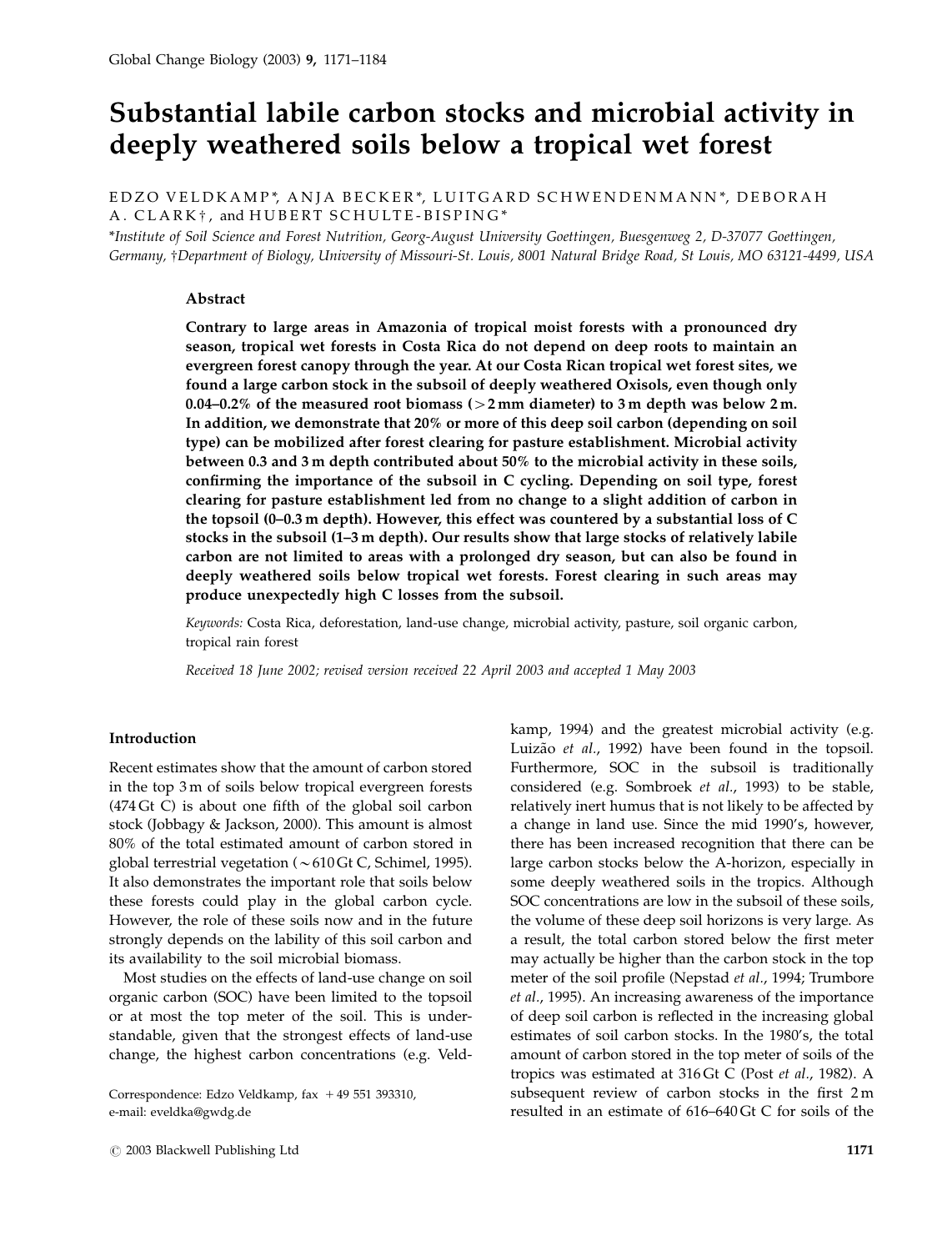# Substantial labile carbon stocks and microbial activity in deeply weathered soils below a tropical wet forest

EDZO VELDKAMP*, ANJA BECKER*, LUITGARD SCHWENDENMANN*, DEBORAH A. CLARK†, and HUBERT SCHULTE-BISPING*

*Institute of Soil Science and Forest Nutrition, Georg-August University Goettingen, Buesgenweg 2, D-37077 Goettingen, Germany, †Department of Biology, University of Missouri-St. Louis, 8001 Natural Bridge Road, St Louis, MO 63121-4499, USA

## Abstract

**Contrary to large areas in Amazonia of tropical moist forests with a pronounced dry season, tropical wet forests in Costa Rica do not depend on deep roots to maintain an evergreen forest canopy through the year. At our Costa Rican tropical wet forest sites, we found a large carbon stock in the subsoil of deeply weathered Oxisols, even though only 0.04–0.2% of the measured root biomass (>2 mm diameter) to 3 m depth was below 2 m. In addition, we demonstrate that 20% or more of this deep soil carbon (depending on soil type) can be mobilized after forest clearing for pasture establishment. Microbial activity between 0.3 and 3 m depth contributed about 50% to the microbial activity in these soils, confirming the importance of the subsoil in C cycling. Depending on soil type, forest clearing for pasture establishment led from no change to a slight addition of carbon in the topsoil (0–0.3 m depth). However, this effect was countered by a substantial loss of C stocks in the subsoil (1–3 m depth). Our results show that large stocks of relatively labile carbon are not limited to areas with a prolonged dry season, but can also be found in deeply weathered soils below tropical wet forests. Forest clearing in such areas may produce unexpectedly high C losses from the subsoil.**

*Keywords:* Costa Rica, deforestation, land-use change, microbial activity, pasture, soil organic carbon, tropical rain forest

*Received 18 June 2002; revised version received 22 April 2003 and accepted 1 May 2003*

Correspondence: Edzo Veldkamp, fax +49 551 393310, e-mail: eveldka@gwdg.de

## Introduction

Recent estimates show that the amount of carbon stored in the top 3 m of soils below tropical evergreen forests (474 Gt C) is about one fifth of the global soil carbon stock (Jobbagy & Jackson, 2000). This amount is almost 80% of the total estimated amount of carbon stored in global terrestrial vegetation (~610 Gt C, Schimel, 1995). It also demonstrates the important role that soils below these forests could play in the global carbon cycle. However, the role of these soils now and in the future strongly depends on the lability of this soil carbon and its availability to the soil microbial biomass.

Most studies on the effects of land-use change on soil organic carbon (SOC) have been limited to the topsoil or at most the top meter of the soil. This is understandable, given that the strongest effects of land-use change, the highest carbon concentrations (e.g. Veldkamp, 1994) and the greatest microbial activity (e.g. Luizão *et al.*, 1992) have been found in the topsoil. Furthermore, SOC in the subsoil is traditionally considered (e.g. Sombroek *et al.*, 1993) to be stable, relatively inert humus that is not likely to be affected by a change in land use. Since the mid 1990's, however, there has been increased recognition that there can be large carbon stocks below the A-horizon, especially in some deeply weathered soils in the tropics. Although SOC concentrations are low in the subsoil of these soils, the volume of these deep soil horizons is very large. As a result, the total carbon stored below the first meter may actually be higher than the carbon stock in the top meter of the soil profile (Nepstad *et al.*, 1994; Trumbore *et al.*, 1995). An increasing awareness of the importance of deep soil carbon is reflected in the increasing global estimates of soil carbon stocks. In the 1980's, the total amount of carbon stored in the top meter of soils of the tropics was estimated at 316 Gt C (Post *et al.*, 1982). A subsequent review of carbon stocks in the first 2 m resulted in an estimate of 616–640 Gt C for soils of the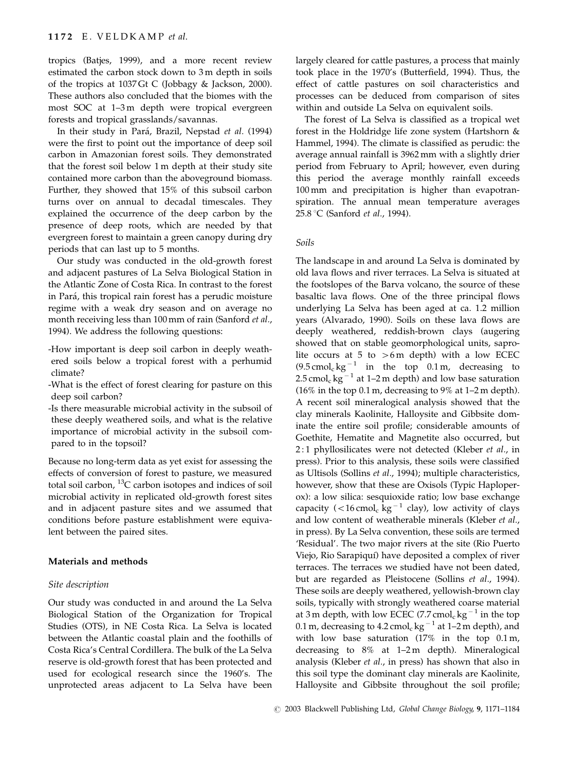tropics (Batjes, 1999), and a more recent review estimated the carbon stock down to 3 m depth in soils of the tropics at 1037 Gt C (Jobbagy & Jackson, 2000). These authors also concluded that the biomes with the most SOC at 1–3 m depth were tropical evergreen forests and tropical grasslands/savannas.

In their study in Pará, Brazil, Nepstad *et al.* (1994) were the first to point out the importance of deep soil carbon in Amazonian forest soils. They demonstrated that the forest soil below 1 m depth at their study site contained more carbon than the aboveground biomass. Further, they showed that 15% of this subsoil carbon turns over on annual to decadal timescales. They explained the occurrence of the deep carbon by the presence of deep roots, which are needed by that evergreen forest to maintain a green canopy during dry periods that can last up to 5 months.

Our study was conducted in the old-growth forest and adjacent pastures of La Selva Biological Station in the Atlantic Zone of Costa Rica. In contrast to the forest in Pará, this tropical rain forest has a perudic moisture regime with a weak dry season and on average no month receiving less than 100 mm of rain (Sanford *et al.*, 1994). We address the following questions:

- How important is deep soil carbon in deeply weathered soils below a tropical forest with a perhumid climate?
- What is the effect of forest clearing for pasture on this deep soil carbon?
- Is there measurable microbial activity in the subsoil of these deeply weathered soils, and what is the relative importance of microbial activity in the subsoil compared to in the topsoil?

Because no long-term data as yet exist for assessing the effects of conversion of forest to pasture, we measured total soil carbon, $^{13}C$ carbon isotopes and indices of soil microbial activity in replicated old-growth forest sites and in adjacent pasture sites and we assumed that conditions before pasture establishment were equivalent between the paired sites.

## Materials and methods

### Site description

Our study was conducted in and around the La Selva Biological Station of the Organization for Tropical Studies (OTS), in NE Costa Rica. La Selva is located between the Atlantic coastal plain and the foothills of Costa Rica's Central Cordillera. The bulk of the La Selva reserve is old-growth forest that has been protected and used for ecological research since the 1960's. The unprotected areas adjacent to La Selva have been largely cleared for cattle pastures, a process that mainly took place in the 1970's (Butterfield, 1994). Thus, the effect of cattle pastures on soil characteristics and processes can be deduced from comparison of sites within and outside La Selva on equivalent soils.

The forest of La Selva is classified as a tropical wet forest in the Holdridge life zone system (Hartshorn & Hammel, 1994). The climate is classified as perudic: the average annual rainfall is 3962 mm with a slightly drier period from February to April; however, even during this period the average monthly rainfall exceeds 100 mm and precipitation is higher than evapotranspiration. The annual mean temperature averages 25.8 °C (Sanford *et al.*, 1994).

### Soils

The landscape in and around La Selva is dominated by old lava flows and river terraces. La Selva is situated at the footslopes of the Barva volcano, the source of these basaltic lava flows. One of the three principal flows underlying La Selva has been aged at ca. 1.2 million years (Alvarado, 1990). Soils on these lava flows are deeply weathered, reddish-brown clays (augering showed that on stable geomorphological units, saprolite occurs at 5 to >6 m depth) with a low ECEC ($9.5\,\mathrm{cmol_c\,kg^{-1}}$ in the top 0.1 m, decreasing to $2.5\,\mathrm{cmol_c\,kg^{-1}}$ at 1–2 m depth) and low base saturation (16% in the top 0.1 m, decreasing to 9% at 1–2 m depth). A recent soil mineralogical analysis showed that the clay minerals Kaolinite, Halloysite and Gibbsite dominate the entire soil profile; considerable amounts of Goethite, Hematite and Magnetite also occurred, but 2 : 1 phyllosilicates were not detected (Kleber *et al.*, in press). Prior to this analysis, these soils were classified as Ultisols (Sollins *et al.*, 1994); multiple characteristics, however, show that these are Oxisols (Typic Haploperox): a low silica: sesquioxide ratio; low base exchange capacity ($<16\,\mathrm{cmol_c\,kg^{-1}}$ clay), low activity of clays and low content of weatherable minerals (Kleber *et al.*, in press). By La Selva convention, these soils are termed 'Residual'. The two major rivers at the site (Rio Puerto Viejo, Rio Sarapiquí) have deposited a complex of river terraces. The terraces we studied have not been dated, but are regarded as Pleistocene (Sollins *et al.*, 1994). These soils are deeply weathered, yellowish-brown clay soils, typically with strongly weathered coarse material at 3 m depth, with low ECEC ($7.7\,\mathrm{cmol_c\,kg^{-1}}$ in the top 0.1 m, decreasing to $4.2\,\mathrm{cmol_c\,kg^{-1}}$ at 1–2 m depth), and with low base saturation (17% in the top 0.1 m, decreasing to 8% at 1–2 m depth). Mineralogical analysis (Kleber *et al.*, in press) has shown that also in this soil type the dominant clay minerals are Kaolinite, Halloysite and Gibbsite throughout the soil profile;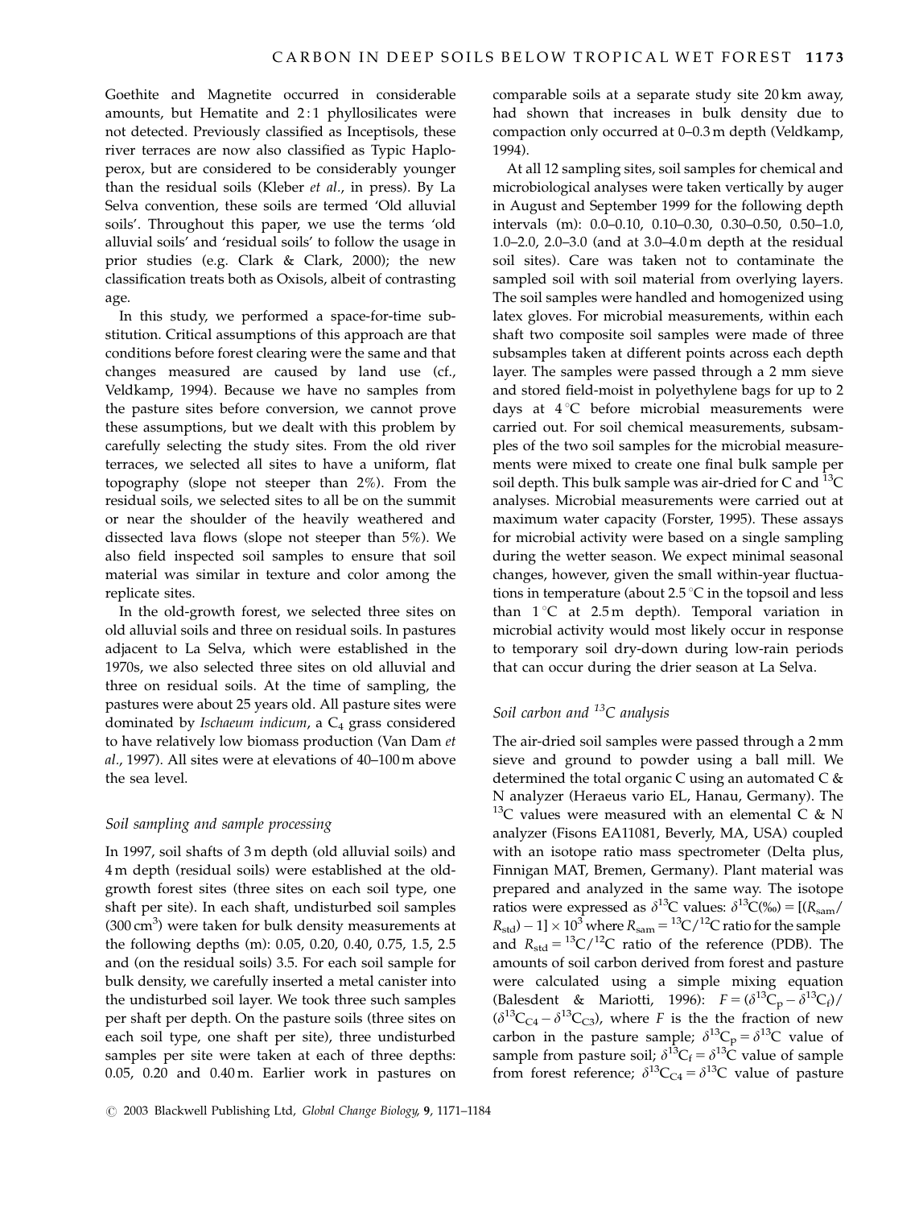Goethite and Magnetite occurred in considerable amounts, but Hematite and 2 : 1 phyllosilicates were not detected. Previously classified as Inceptisols, these river terraces are now also classified as Typic Haploperox, but are considered to be considerably younger than the residual soils (Kleber *et al*., in press). By La Selva convention, these soils are termed 'Old alluvial soils'. Throughout this paper, we use the terms 'old alluvial soils' and 'residual soils' to follow the usage in prior studies (e.g. Clark & Clark, 2000); the new classification treats both as Oxisols, albeit of contrasting age.

In this study, we performed a space-for-time substitution. Critical assumptions of this approach are that conditions before forest clearing were the same and that changes measured are caused by land use (cf., Veldkamp, 1994). Because we have no samples from the pasture sites before conversion, we cannot prove these assumptions, but we dealt with this problem by carefully selecting the study sites. From the old river terraces, we selected all sites to have a uniform, flat topography (slope not steeper than 2%). From the residual soils, we selected sites to all be on the summit or near the shoulder of the heavily weathered and dissected lava flows (slope not steeper than 5%). We also field inspected soil samples to ensure that soil material was similar in texture and color among the replicate sites.

In the old-growth forest, we selected three sites on old alluvial soils and three on residual soils. In pastures adjacent to La Selva, which were established in the 1970s, we also selected three sites on old alluvial and three on residual soils. At the time of sampling, the pastures were about 25 years old. All pasture sites were dominated by *Ischaeum indicum*, a $C_4$ grass considered to have relatively low biomass production (Van Dam *et al*., 1997). All sites were at elevations of 40–100 m above the sea level.

### *Soil sampling and sample processing*

In 1997, soil shafts of 3 m depth (old alluvial soils) and 4 m depth (residual soils) were established at the old-growth forest sites (three sites on each soil type, one shaft per site). In each shaft, undisturbed soil samples (300 $cm^3$) were taken for bulk density measurements at the following depths (m): 0.05, 0.20, 0.40, 0.75, 1.5, 2.5 and (on the residual soils) 3.5. For each soil sample for bulk density, we carefully inserted a metal canister into the undisturbed soil layer. We took three such samples per shaft per depth. On the pasture soils (three sites on each soil type, one shaft per site), three undisturbed samples per site were taken at each of three depths: 0.05, 0.20 and 0.40 m. Earlier work in pastures on comparable soils at a separate study site 20 km away, had shown that increases in bulk density due to compaction only occurred at 0–0.3 m depth (Veldkamp, 1994).

At all 12 sampling sites, soil samples for chemical and microbiological analyses were taken vertically by auger in August and September 1999 for the following depth intervals (m): 0.0–0.10, 0.10–0.30, 0.30–0.50, 0.50–1.0, 1.0–2.0, 2.0–3.0 (and at 3.0–4.0 m depth at the residual soil sites). Care was taken not to contaminate the sampled soil with soil material from overlying layers. The soil samples were handled and homogenized using latex gloves. For microbial measurements, within each shaft two composite soil samples were made of three subsamples taken at different points across each depth layer. The samples were passed through a 2 mm sieve and stored field-moist in polyethylene bags for up to 2 days at 4 °C before microbial measurements were carried out. For soil chemical measurements, subsamples of the two soil samples for the microbial measurements were mixed to create one final bulk sample per soil depth. This bulk sample was air-dried for C and $^{13}C$ analyses. Microbial measurements were carried out at maximum water capacity (Forster, 1995). These assays for microbial activity were based on a single sampling during the wetter season. We expect minimal seasonal changes, however, given the small within-year fluctuations in temperature (about 2.5 °C in the topsoil and less than 1 °C at 2.5 m depth). Temporal variation in microbial activity would most likely occur in response to temporary soil dry-down during low-rain periods that can occur during the drier season at La Selva.

### *Soil carbon and $^{13}C$ analysis*

The air-dried soil samples were passed through a 2 mm sieve and ground to powder using a ball mill. We determined the total organic C using an automated C & N analyzer (Heraeus vario EL, Hanau, Germany). The $^{13}C$ values were measured with an elemental C & N analyzer (Fisons EA11081, Beverly, MA, USA) coupled with an isotope ratio mass spectrometer (Delta plus, Finnigan MAT, Bremen, Germany). Plant material was prepared and analyzed in the same way. The isotope ratios were expressed as $\delta^{13}C$ values: $\delta^{13}C(‰) = [(R_{sam}/R_{std}) - 1] \times 10^3$ where $R_{sam} = {}^{13}C/{}^{12}C$ ratio for the sample and $R_{std} = {}^{13}C/{}^{12}C$ ratio of the reference (PDB). The amounts of soil carbon derived from forest and pasture were calculated using a simple mixing equation (Balesdent & Mariotti, 1996): $F = (\delta^{13}C_p - \delta^{13}C_f)/(\delta^{13}C_{C4} - \delta^{13}C_{C3})$, where $F$ is the fraction of new carbon in the pasture sample; $\delta^{13}C_p = \delta^{13}C$ value of sample from pasture soil; $\delta^{13}C_f = \delta^{13}C$ value of sample from forest reference; $\delta^{13}C_{C4} = \delta^{13}C$ value of pasture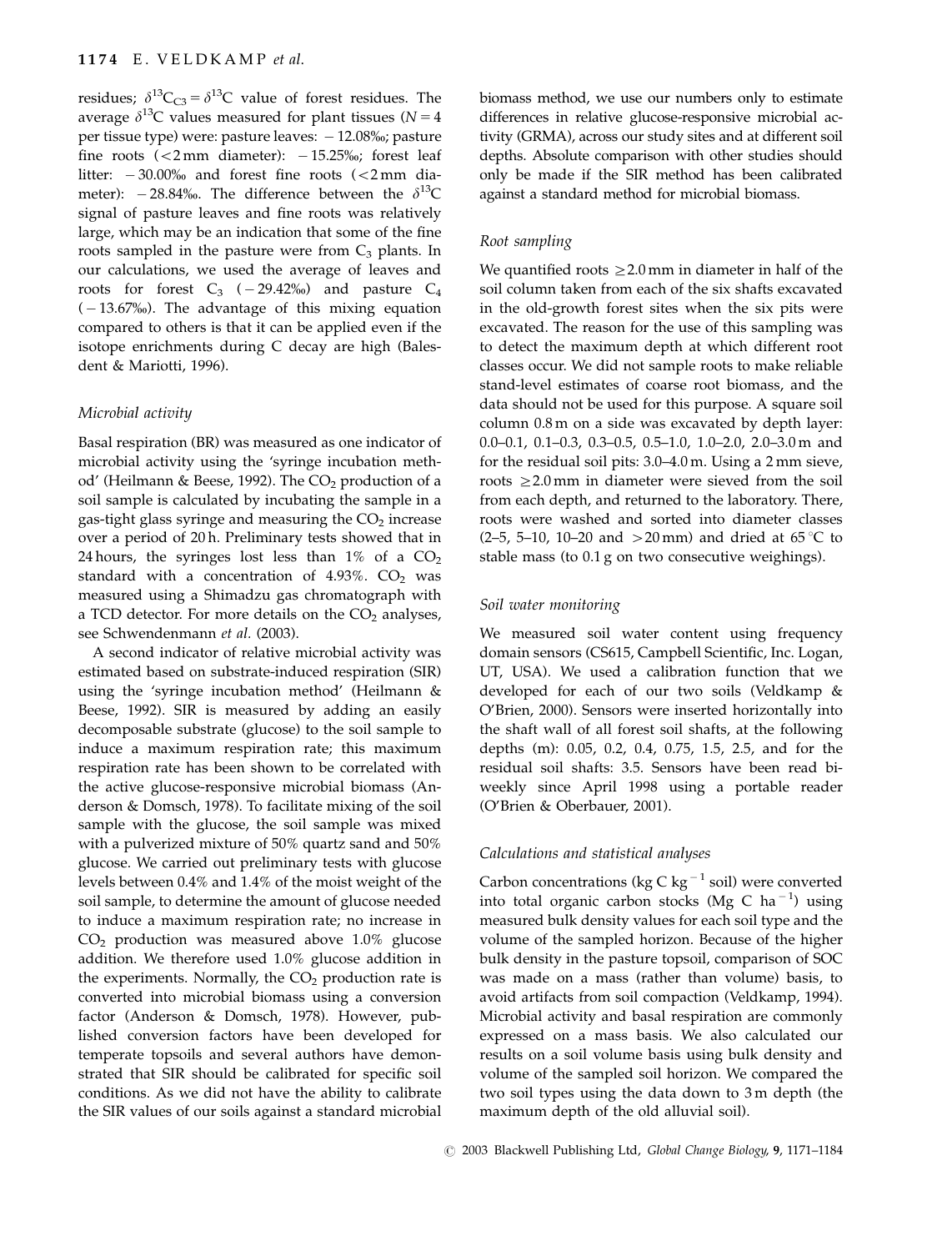residues; $\delta^{13}C_{C3} = \delta^{13}C$ value of forest residues. The average $\delta^{13}C$ values measured for plant tissues ($N = 4$ per tissue type) were: pasture leaves: −12.08‰; pasture fine roots (<2 mm diameter): −15.25‰; forest leaf litter: −30.00‰ and forest fine roots (<2 mm diameter): −28.84‰. The difference between the $\delta^{13}C$ signal of pasture leaves and fine roots was relatively large, which may be an indication that some of the fine roots sampled in the pasture were from $C_3$ plants. In our calculations, we used the average of leaves and roots for forest $C_3$ (−29.42‰) and pasture $C_4$ (−13.67‰). The advantage of this mixing equation compared to others is that it can be applied even if the isotope enrichments during C decay are high (Balesdent & Mariotti, 1996).

### Microbial activity

Basal respiration (BR) was measured as one indicator of microbial activity using the 'syringe incubation method' (Heilmann & Beese, 1992). The $CO_2$ production of a soil sample is calculated by incubating the sample in a gas-tight glass syringe and measuring the $CO_2$ increase over a period of 20 h. Preliminary tests showed that in 24 hours, the syringes lost less than 1% of a $CO_2$ standard with a concentration of 4.93%. $CO_2$ was measured using a Shimadzu gas chromatograph with a TCD detector. For more details on the $CO_2$ analyses, see Schwendenmann *et al.* (2003).

A second indicator of relative microbial activity was estimated based on substrate-induced respiration (SIR) using the 'syringe incubation method' (Heilmann & Beese, 1992). SIR is measured by adding an easily decomposable substrate (glucose) to the soil sample to induce a maximum respiration rate; this maximum respiration rate has been shown to be correlated with the active glucose-responsive microbial biomass (Anderson & Domsch, 1978). To facilitate mixing of the soil sample with the glucose, the soil sample was mixed with a pulverized mixture of 50% quartz sand and 50% glucose. We carried out preliminary tests with glucose levels between 0.4% and 1.4% of the moist weight of the soil sample, to determine the amount of glucose needed to induce a maximum respiration rate; no increase in $CO_2$ production was measured above 1.0% glucose addition. We therefore used 1.0% glucose addition in the experiments. Normally, the $CO_2$ production rate is converted into microbial biomass using a conversion factor (Anderson & Domsch, 1978). However, published conversion factors have been developed for temperate topsoils and several authors have demonstrated that SIR should be calibrated for specific soil conditions. As we did not have the ability to calibrate the SIR values of our soils against a standard microbial biomass method, we use our numbers only to estimate differences in relative glucose-responsive microbial activity (GRMA), across our study sites and at different soil depths. Absolute comparison with other studies should only be made if the SIR method has been calibrated against a standard method for microbial biomass.

### Root sampling

We quantified roots ≥2.0 mm in diameter in half of the soil column taken from each of the six shafts excavated in the old-growth forest sites when the six pits were excavated. The reason for the use of this sampling was to detect the maximum depth at which different root classes occur. We did not sample roots to make reliable stand-level estimates of coarse root biomass, and the data should not be used for this purpose. A square soil column 0.8 m on a side was excavated by depth layer: 0.0–0.1, 0.1–0.3, 0.3–0.5, 0.5–1.0, 1.0–2.0, 2.0–3.0 m and for the residual soil pits: 3.0–4.0 m. Using a 2 mm sieve, roots ≥2.0 mm in diameter were sieved from the soil from each depth, and returned to the laboratory. There, roots were washed and sorted into diameter classes (2–5, 5–10, 10–20 and >20 mm) and dried at 65 °C to stable mass (to 0.1 g on two consecutive weighings).

### Soil water monitoring

We measured soil water content using frequency domain sensors (CS615, Campbell Scientific, Inc. Logan, UT, USA). We used a calibration function that we developed for each of our two soils (Veldkamp & O'Brien, 2000). Sensors were inserted horizontally into the shaft wall of all forest soil shafts, at the following depths (m): 0.05, 0.2, 0.4, 0.75, 1.5, 2.5, and for the residual soil shafts: 3.5. Sensors have been read bi-weekly since April 1998 using a portable reader (O'Brien & Oberbauer, 2001).

### Calculations and statistical analyses

Carbon concentrations (kg C $kg^{-1}$ soil) were converted into total organic carbon stocks (Mg C $ha^{-1}$) using measured bulk density values for each soil type and the volume of the sampled horizon. Because of the higher bulk density in the pasture topsoil, comparison of SOC was made on a mass (rather than volume) basis, to avoid artifacts from soil compaction (Veldkamp, 1994). Microbial activity and basal respiration are commonly expressed on a mass basis. We also calculated our results on a soil volume basis using bulk density and volume of the sampled soil horizon. We compared the two soil types using the data down to 3 m depth (the maximum depth of the old alluvial soil).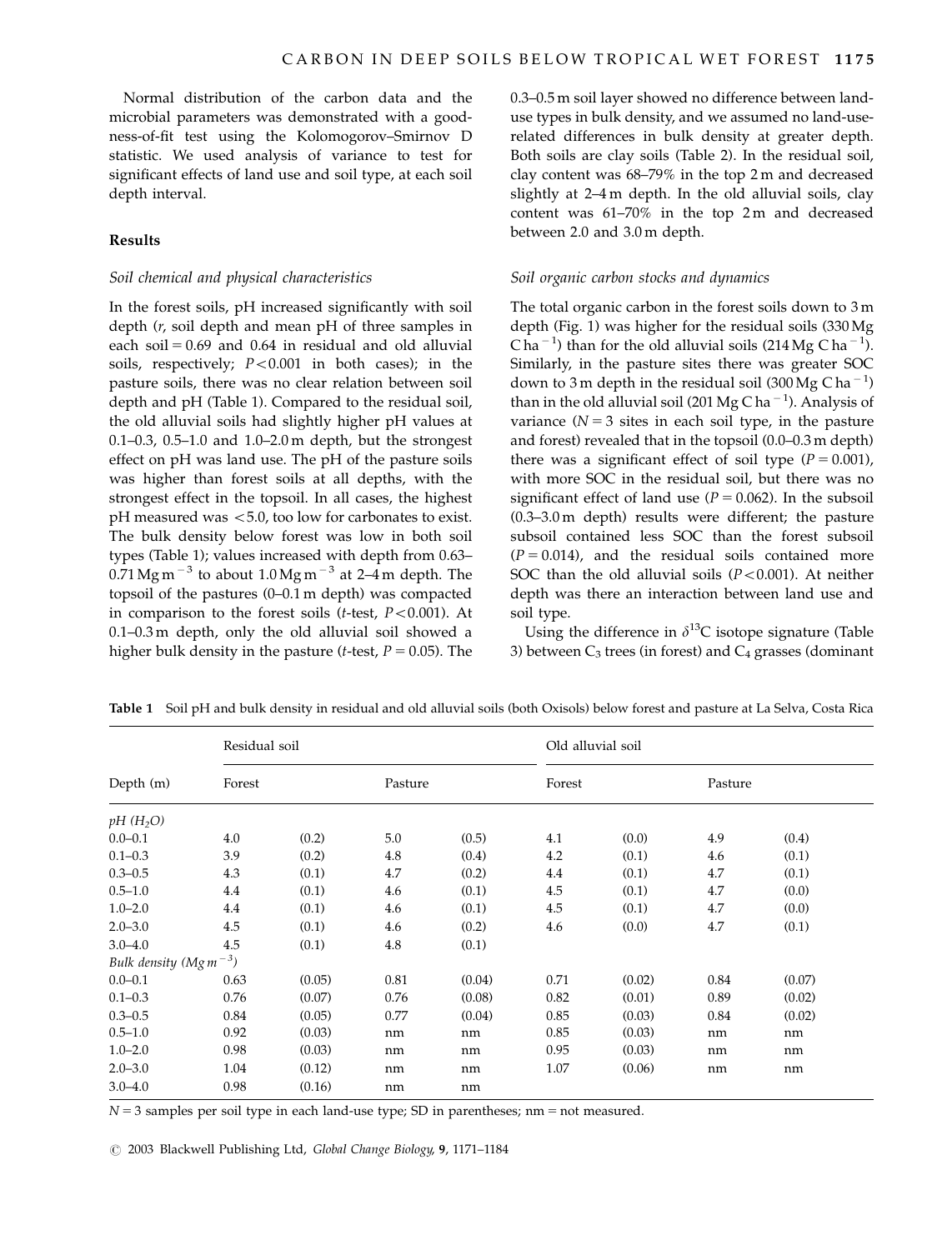Normal distribution of the carbon data and the microbial parameters was demonstrated with a goodness-of-fit test using the Kolomogorov–Smirnov D statistic. We used analysis of variance to test for significant effects of land use and soil type, at each soil depth interval.

## Results

### *Soil chemical and physical characteristics*

In the forest soils, pH increased significantly with soil depth (*r*, soil depth and mean pH of three samples in each soil = 0.69 and 0.64 in residual and old alluvial soils, respectively; $P<0.001$ in both cases); in the pasture soils, there was no clear relation between soil depth and pH (Table 1). Compared to the residual soil, the old alluvial soils had slightly higher pH values at 0.1–0.3, 0.5–1.0 and 1.0–2.0 m depth, but the strongest effect on pH was land use. The pH of the pasture soils was higher than forest soils at all depths, with the strongest effect in the topsoil. In all cases, the highest pH measured was <5.0, too low for carbonates to exist. The bulk density below forest was low in both soil types (Table 1); values increased with depth from 0.63–0.71 Mg m$^{-3}$ to about 1.0 Mg m$^{-3}$ at 2–4 m depth. The topsoil of the pastures (0–0.1 m depth) was compacted in comparison to the forest soils (*t*-test, $P<0.001$). At 0.1–0.3 m depth, only the old alluvial soil showed a higher bulk density in the pasture (*t*-test, $P=0.05$). The 0.3–0.5 m soil layer showed no difference between land-use types in bulk density, and we assumed no land-use-related differences in bulk density at greater depth. Both soils are clay soils (Table 2). In the residual soil, clay content was 68–79% in the top 2 m and decreased slightly at 2–4 m depth. In the old alluvial soils, clay content was 61–70% in the top 2 m and decreased between 2.0 and 3.0 m depth.

### *Soil organic carbon stocks and dynamics*

The total organic carbon in the forest soils down to 3 m depth (Fig. 1) was higher for the residual soils (330 Mg C ha$^{-1}$) than for the old alluvial soils (214 Mg C ha$^{-1}$). Similarly, in the pasture sites there was greater SOC down to 3 m depth in the residual soil (300 Mg C ha$^{-1}$) than in the old alluvial soil (201 Mg C ha$^{-1}$). Analysis of variance ($N=3$ sites in each soil type, in the pasture and forest) revealed that in the topsoil (0.0–0.3 m depth) there was a significant effect of soil type ($P=0.001$), with more SOC in the residual soil, but there was no significant effect of land use ($P=0.062$). In the subsoil (0.3–3.0 m depth) results were different; the pasture subsoil contained less SOC than the forest subsoil ($P=0.014$), and the residual soils contained more SOC than the old alluvial soils ($P<0.001$). At neither depth was there an interaction between land use and soil type.

Using the difference in $\delta^{13}$C isotope signature (Table 3) between $C_3$ trees (in forest) and $C_4$ grasses (dominant

**Table 1** Soil pH and bulk density in residual and old alluvial soils (both Oxisols) below forest and pasture at La Selva, Costa Rica

| Depth (m) | Residual soil | | | | Old alluvial soil | | | |
|---|---|---|---|---|---|---|---|---|
| | Forest | | Pasture | | Forest | | Pasture | |
| *pH ($H_2O$)* | | | | | | | | |
| 0.0–0.1 | 4.0 | (0.2) | 5.0 | (0.5) | 4.1 | (0.0) | 4.9 | (0.4) |
| 0.1–0.3 | 3.9 | (0.2) | 4.8 | (0.4) | 4.2 | (0.1) | 4.6 | (0.1) |
| 0.3–0.5 | 4.3 | (0.1) | 4.7 | (0.2) | 4.4 | (0.1) | 4.7 | (0.1) |
| 0.5–1.0 | 4.4 | (0.1) | 4.6 | (0.1) | 4.5 | (0.1) | 4.7 | (0.0) |
| 1.0–2.0 | 4.4 | (0.1) | 4.6 | (0.1) | 4.5 | (0.1) | 4.7 | (0.0) |
| 2.0–3.0 | 4.5 | (0.1) | 4.6 | (0.2) | 4.6 | (0.0) | 4.7 | (0.1) |
| 3.0–4.0 | 4.5 | (0.1) | 4.8 | (0.1) | | | | |
| *Bulk density (Mg m$^{-3}$)* | | | | | | | | |
| 0.0–0.1 | 0.63 | (0.05) | 0.81 | (0.04) | 0.71 | (0.02) | 0.84 | (0.07) |
| 0.1–0.3 | 0.76 | (0.07) | 0.76 | (0.08) | 0.82 | (0.01) | 0.89 | (0.02) |
| 0.3–0.5 | 0.84 | (0.05) | 0.77 | (0.04) | 0.85 | (0.03) | 0.84 | (0.02) |
| 0.5–1.0 | 0.92 | (0.03) | nm | nm | 0.85 | (0.03) | nm | nm |
| 1.0–2.0 | 0.98 | (0.03) | nm | nm | 0.95 | (0.03) | nm | nm |
| 2.0–3.0 | 1.04 | (0.12) | nm | nm | 1.07 | (0.06) | nm | nm |
| 3.0–4.0 | 0.98 | (0.16) | nm | nm | | | | |

$N=3$ samples per soil type in each land-use type; SD in parentheses; nm = not measured.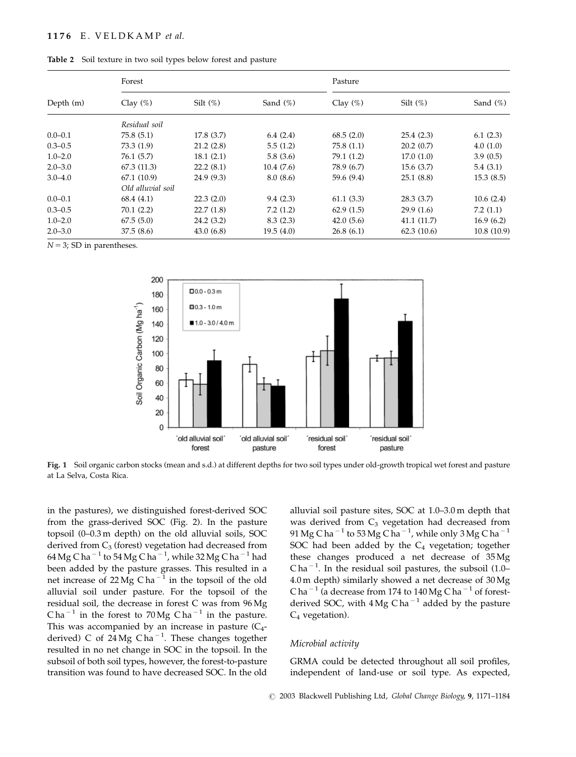**Table 2** Soil texture in two soil types below forest and pasture

| Depth (m) | Forest | | | Pasture | | |
|---|---|---|---|---|---|---|
| | Clay (%) | Silt (%) | Sand (%) | Clay (%) | Silt (%) | Sand (%) |
| | *Residual soil* | | | | | |
| 0.0–0.1 | 75.8 (5.1) | 17.8 (3.7) | 6.4 (2.4) | 68.5 (2.0) | 25.4 (2.3) | 6.1 (2.3) |
| 0.3–0.5 | 73.3 (1.9) | 21.2 (2.8) | 5.5 (1.2) | 75.8 (1.1) | 20.2 (0.7) | 4.0 (1.0) |
| 1.0–2.0 | 76.1 (5.7) | 18.1 (2.1) | 5.8 (3.6) | 79.1 (1.2) | 17.0 (1.0) | 3.9 (0.5) |
| 2.0–3.0 | 67.3 (11.3) | 22.2 (8.1) | 10.4 (7.6) | 78.9 (6.7) | 15.6 (3.7) | 5.4 (3.1) |
| 3.0–4.0 | 67.1 (10.9) | 24.9 (9.3) | 8.0 (8.6) | 59.6 (9.4) | 25.1 (8.8) | 15.3 (8.5) |
| | *Old alluvial soil* | | | | | |
| 0.0–0.1 | 68.4 (4.1) | 22.3 (2.0) | 9.4 (2.3) | 61.1 (3.3) | 28.3 (3.7) | 10.6 (2.4) |
| 0.3–0.5 | 70.1 (2.2) | 22.7 (1.8) | 7.2 (1.2) | 62.9 (1.5) | 29.9 (1.6) | 7.2 (1.1) |
| 1.0–2.0 | 67.5 (5.0) | 24.2 (3.2) | 8.3 (2.3) | 42.0 (5.6) | 41.1 (11.7) | 16.9 (6.2) |
| 2.0–3.0 | 37.5 (8.6) | 43.0 (6.8) | 19.5 (4.0) | 26.8 (6.1) | 62.3 (10.6) | 10.8 (10.9) |

$N = 3$; SD in parentheses.

**Fig. 1** Soil organic carbon stocks (mean and s.d.) at different depths for two soil types under old-growth tropical wet forest and pasture at La Selva, Costa Rica.

in the pastures), we distinguished forest-derived SOC from the grass-derived SOC (Fig. 2). In the pasture topsoil (0–0.3 m depth) on the old alluvial soils, SOC derived from $C_3$ (forest) vegetation had decreased from 64 Mg C ha$^{-1}$ to 54 Mg C ha$^{-1}$, while 32 Mg C ha$^{-1}$ had been added by the pasture grasses. This resulted in a net increase of 22 Mg C ha$^{-1}$ in the topsoil of the old alluvial soil under pasture. For the topsoil of the residual soil, the decrease in forest C was from 96 Mg C ha$^{-1}$ in the forest to 70 Mg C ha$^{-1}$ in the pasture. This was accompanied by an increase in pasture ($C_4$-derived) C of 24 Mg C ha$^{-1}$. These changes together resulted in no net change in SOC in the topsoil. In the subsoil of both soil types, however, the forest-to-pasture transition was found to have decreased SOC. In the old alluvial soil pasture sites, SOC at 1.0–3.0 m depth that was derived from $C_3$ vegetation had decreased from 91 Mg C ha$^{-1}$ to 53 Mg C ha$^{-1}$, while only 3 Mg C ha$^{-1}$ SOC had been added by the $C_4$ vegetation; together these changes produced a net decrease of 35 Mg C ha$^{-1}$. In the residual soil pastures, the subsoil (1.0–4.0 m depth) similarly showed a net decrease of 30 Mg C ha$^{-1}$ (a decrease from 174 to 140 Mg C ha$^{-1}$ of forest-derived SOC, with 4 Mg C ha$^{-1}$ added by the pasture $C_4$ vegetation).

### *Microbial activity*

GRMA could be detected throughout all soil profiles, independent of land-use or soil type. As expected,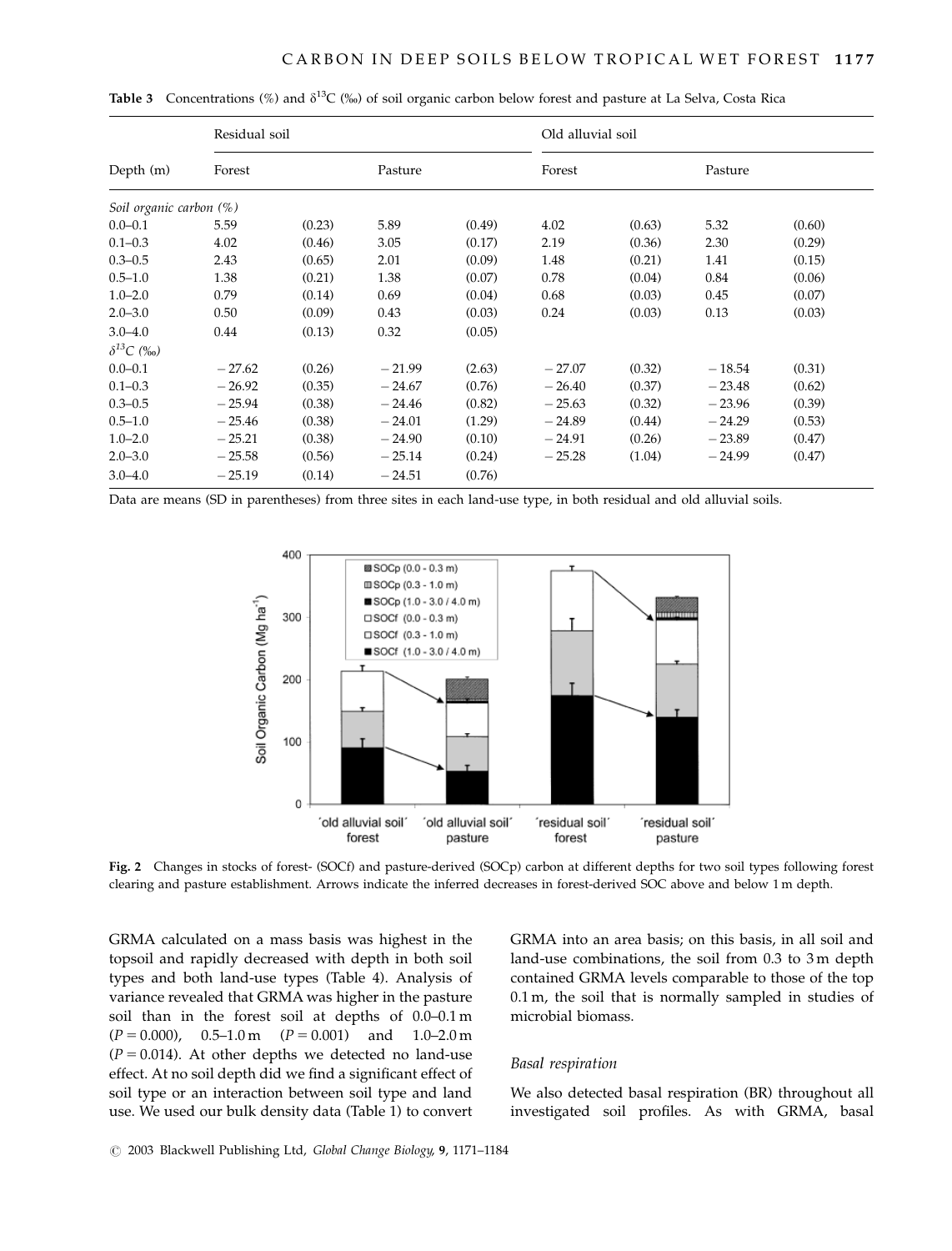**Table 3** Concentrations (%) and $\delta^{13}$C (‰) of soil organic carbon below forest and pasture at La Selva, Costa Rica

| Depth (m) | Residual soil | | | | Old alluvial soil | | | |
|---|---|---|---|---|---|---|---|---|
| | Forest | | Pasture | | Forest | | Pasture | |
| *Soil organic carbon (%)* | | | | | | | | |
| 0.0–0.1 | 5.59 | (0.23) | 5.89 | (0.49) | 4.02 | (0.63) | 5.32 | (0.60) |
| 0.1–0.3 | 4.02 | (0.46) | 3.05 | (0.17) | 2.19 | (0.36) | 2.30 | (0.29) |
| 0.3–0.5 | 2.43 | (0.65) | 2.01 | (0.09) | 1.48 | (0.21) | 1.41 | (0.15) |
| 0.5–1.0 | 1.38 | (0.21) | 1.38 | (0.07) | 0.78 | (0.04) | 0.84 | (0.06) |
| 1.0–2.0 | 0.79 | (0.14) | 0.69 | (0.04) | 0.68 | (0.03) | 0.45 | (0.07) |
| 2.0–3.0 | 0.50 | (0.09) | 0.43 | (0.03) | 0.24 | (0.03) | 0.13 | (0.03) |
| 3.0–4.0 | 0.44 | (0.13) | 0.32 | (0.05) | | | | |
| *$\delta^{13}$C (‰)* | | | | | | | | |
| 0.0–0.1 | −27.62 | (0.26) | −21.99 | (2.63) | −27.07 | (0.32) | −18.54 | (0.31) |
| 0.1–0.3 | −26.92 | (0.35) | −24.67 | (0.76) | −26.40 | (0.37) | −23.48 | (0.62) |
| 0.3–0.5 | −25.94 | (0.38) | −24.46 | (0.82) | −25.63 | (0.32) | −23.96 | (0.39) |
| 0.5–1.0 | −25.46 | (0.38) | −24.01 | (1.29) | −24.89 | (0.44) | −24.29 | (0.53) |
| 1.0–2.0 | −25.21 | (0.38) | −24.90 | (0.10) | −24.91 | (0.26) | −23.89 | (0.47) |
| 2.0–3.0 | −25.58 | (0.56) | −25.14 | (0.24) | −25.28 | (1.04) | −24.99 | (0.47) |
| 3.0–4.0 | −25.19 | (0.14) | −24.51 | (0.76) | | | | |

Data are means (SD in parentheses) from three sites in each land-use type, in both residual and old alluvial soils.

**Fig. 2** Changes in stocks of forest- (SOCf) and pasture-derived (SOCp) carbon at different depths for two soil types following forest clearing and pasture establishment. Arrows indicate the inferred decreases in forest-derived SOC above and below 1 m depth.

GRMA calculated on a mass basis was highest in the topsoil and rapidly decreased with depth in both soil types and both land-use types (Table 4). Analysis of variance revealed that GRMA was higher in the pasture soil than in the forest soil at depths of 0.0–0.1 m ($P = 0.000$), 0.5–1.0 m ($P = 0.001$) and 1.0–2.0 m ($P = 0.014$). At other depths we detected no land-use effect. At no soil depth did we find a significant effect of soil type or an interaction between soil type and land use. We used our bulk density data (Table 1) to convert GRMA into an area basis; on this basis, in all soil and land-use combinations, the soil from 0.3 to 3 m depth contained GRMA levels comparable to those of the top 0.1 m, the soil that is normally sampled in studies of microbial biomass.

### Basal respiration

We also detected basal respiration (BR) throughout all investigated soil profiles. As with GRMA, basal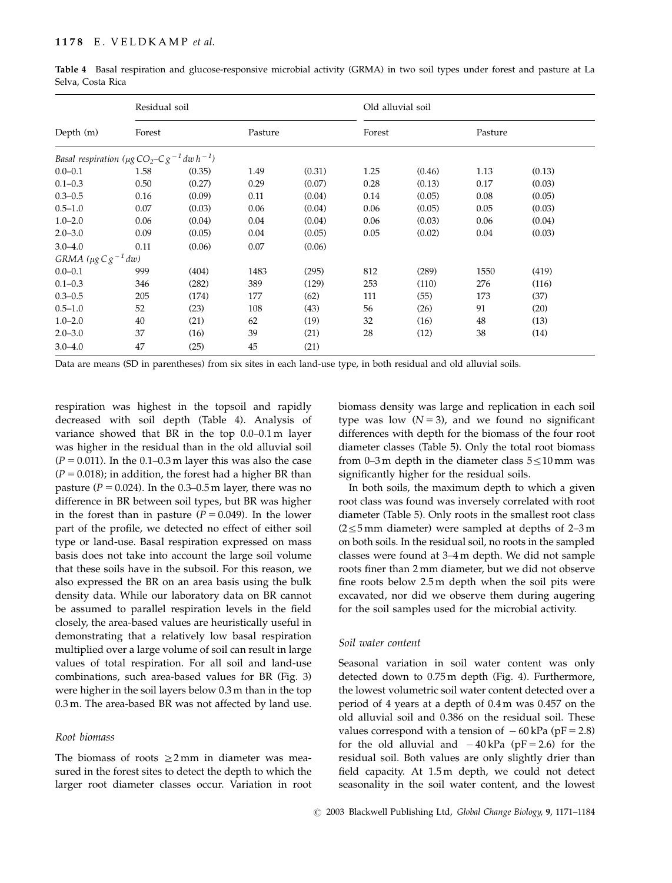**Table 4** Basal respiration and glucose-responsive microbial activity (GRMA) in two soil types under forest and pasture at La Selva, Costa Rica

| Depth (m) | Residual soil | | | | Old alluvial soil | | | |
|---|---|---|---|---|---|---|---|---|
| | Forest | | Pasture | | Forest | | Pasture | |
| *Basal respiration* ($\mu g\ CO_2$–$C\ g^{-1}\ dw\ h^{-1}$) | | | | | | | | |
| 0.0–0.1 | 1.58 | (0.35) | 1.49 | (0.31) | 1.25 | (0.46) | 1.13 | (0.13) |
| 0.1–0.3 | 0.50 | (0.27) | 0.29 | (0.07) | 0.28 | (0.13) | 0.17 | (0.03) |
| 0.3–0.5 | 0.16 | (0.09) | 0.11 | (0.04) | 0.14 | (0.05) | 0.08 | (0.05) |
| 0.5–1.0 | 0.07 | (0.03) | 0.06 | (0.04) | 0.06 | (0.05) | 0.05 | (0.03) |
| 1.0–2.0 | 0.06 | (0.04) | 0.04 | (0.04) | 0.06 | (0.03) | 0.06 | (0.04) |
| 2.0–3.0 | 0.09 | (0.05) | 0.04 | (0.05) | 0.05 | (0.02) | 0.04 | (0.03) |
| 3.0–4.0 | 0.11 | (0.06) | 0.07 | (0.06) | | | | |
| *GRMA* ($\mu g\ C\ g^{-1}\ dw$) | | | | | | | | |
| 0.0–0.1 | 999 | (404) | 1483 | (295) | 812 | (289) | 1550 | (419) |
| 0.1–0.3 | 346 | (282) | 389 | (129) | 253 | (110) | 276 | (116) |
| 0.3–0.5 | 205 | (174) | 177 | (62) | 111 | (55) | 173 | (37) |
| 0.5–1.0 | 52 | (23) | 108 | (43) | 56 | (26) | 91 | (20) |
| 1.0–2.0 | 40 | (21) | 62 | (19) | 32 | (16) | 48 | (13) |
| 2.0–3.0 | 37 | (16) | 39 | (21) | 28 | (12) | 38 | (14) |
| 3.0–4.0 | 47 | (25) | 45 | (21) | | | | |

Data are means (SD in parentheses) from six sites in each land-use type, in both residual and old alluvial soils.

respiration was highest in the topsoil and rapidly decreased with soil depth (Table 4). Analysis of variance showed that BR in the top 0.0–0.1 m layer was higher in the residual than in the old alluvial soil ($P = 0.011$). In the 0.1–0.3 m layer this was also the case ($P = 0.018$); in addition, the forest had a higher BR than pasture ($P = 0.024$). In the 0.3–0.5 m layer, there was no difference in BR between soil types, but BR was higher in the forest than in pasture ($P = 0.049$). In the lower part of the profile, we detected no effect of either soil type or land-use. Basal respiration expressed on mass basis does not take into account the large soil volume that these soils have in the subsoil. For this reason, we also expressed the BR on an area basis using the bulk density data. While our laboratory data on BR cannot be assumed to parallel respiration levels in the field closely, the area-based values are heuristically useful in demonstrating that a relatively low basal respiration multiplied over a large volume of soil can result in large values of total respiration. For all soil and land-use combinations, such area-based values for BR (Fig. 3) were higher in the soil layers below 0.3 m than in the top 0.3 m. The area-based BR was not affected by land use.

### *Root biomass*

The biomass of roots $\geq 2$ mm in diameter was measured in the forest sites to detect the depth to which the larger root diameter classes occur. Variation in root biomass density was large and replication in each soil type was low ($N = 3$), and we found no significant differences with depth for the biomass of the four root diameter classes (Table 5). Only the total root biomass from 0–3 m depth in the diameter class $5 \leq 10$ mm was significantly higher for the residual soils.

In both soils, the maximum depth to which a given root class was found was inversely correlated with root diameter (Table 5). Only roots in the smallest root class ($2 \leq 5$ mm diameter) were sampled at depths of 2–3 m on both soils. In the residual soil, no roots in the sampled classes were found at 3–4 m depth. We did not sample roots finer than 2 mm diameter, but we did not observe fine roots below 2.5 m depth when the soil pits were excavated, nor did we observe them during augering for the soil samples used for the microbial activity.

### *Soil water content*

Seasonal variation in soil water content was only detected down to 0.75 m depth (Fig. 4). Furthermore, the lowest volumetric soil water content detected over a period of 4 years at a depth of 0.4 m was 0.457 on the old alluvial soil and 0.386 on the residual soil. These values correspond with a tension of $-60$ kPa (pF = 2.8) for the old alluvial and $-40$ kPa (pF = 2.6) for the residual soil. Both values are only slightly drier than field capacity. At 1.5 m depth, we could not detect seasonality in the soil water content, and the lowest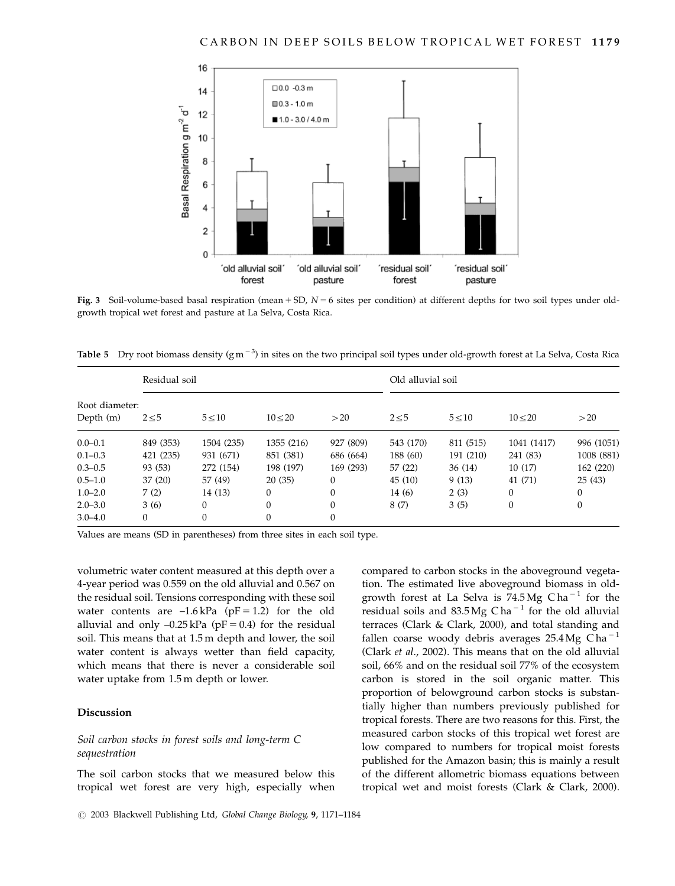Fig. 3 Soil-volume-based basal respiration (mean + SD, $N = 6$ sites per condition) at different depths for two soil types under old-growth tropical wet forest and pasture at La Selva, Costa Rica.

**Table 5** Dry root biomass density ($g\,m^{-3}$) in sites on the two principal soil types under old-growth forest at La Selva, Costa Rica

| | Residual soil | | | | Old alluvial soil | | | |
|---|---|---|---|---|---|---|---|---|
| Root diameter: Depth (m) | 2≤5 | 5≤10 | 10≤20 | >20 | 2≤5 | 5≤10 | 10≤20 | >20 |
| 0.0–0.1 | 849 (353) | 1504 (235) | 1355 (216) | 927 (809) | 543 (170) | 811 (515) | 1041 (1417) | 996 (1051) |
| 0.1–0.3 | 421 (235) | 931 (671) | 851 (381) | 686 (664) | 188 (60) | 191 (210) | 241 (83) | 1008 (881) |
| 0.3–0.5 | 93 (53) | 272 (154) | 198 (197) | 169 (293) | 57 (22) | 36 (14) | 10 (17) | 162 (220) |
| 0.5–1.0 | 37 (20) | 57 (49) | 20 (35) | 0 | 45 (10) | 9 (13) | 41 (71) | 25 (43) |
| 1.0–2.0 | 7 (2) | 14 (13) | 0 | 0 | 14 (6) | 2 (3) | 0 | 0 |
| 2.0–3.0 | 3 (6) | 0 | 0 | 0 | 8 (7) | 3 (5) | 0 | 0 |
| 3.0–4.0 | 0 | 0 | 0 | 0 | | | | |

Values are means (SD in parentheses) from three sites in each soil type.

volumetric water content measured at this depth over a 4-year period was 0.559 on the old alluvial and 0.567 on the residual soil. Tensions corresponding with these soil water contents are –1.6 kPa (pF = 1.2) for the old alluvial and only –0.25 kPa (pF = 0.4) for the residual soil. This means that at 1.5 m depth and lower, the soil water content is always wetter than field capacity, which means that there is never a considerable soil water uptake from 1.5 m depth or lower.

## Discussion

### *Soil carbon stocks in forest soils and long-term C sequestration*

The soil carbon stocks that we measured below this tropical wet forest are very high, especially when compared to carbon stocks in the aboveground vegetation. The estimated live aboveground biomass in old-growth forest at La Selva is 74.5 Mg $C\,ha^{-1}$ for the residual soils and 83.5 Mg $C\,ha^{-1}$ for the old alluvial terraces (Clark & Clark, 2000), and total standing and fallen coarse woody debris averages 25.4 Mg $C\,ha^{-1}$ (Clark *et al.*, 2002). This means that on the old alluvial soil, 66% and on the residual soil 77% of the ecosystem carbon is stored in the soil organic matter. This proportion of belowground carbon stocks is substantially higher than numbers previously published for tropical forests. There are two reasons for this. First, the measured carbon stocks of this tropical wet forest are low compared to numbers for tropical moist forests published for the Amazon basin; this is mainly a result of the different allometric biomass equations between tropical wet and moist forests (Clark & Clark, 2000).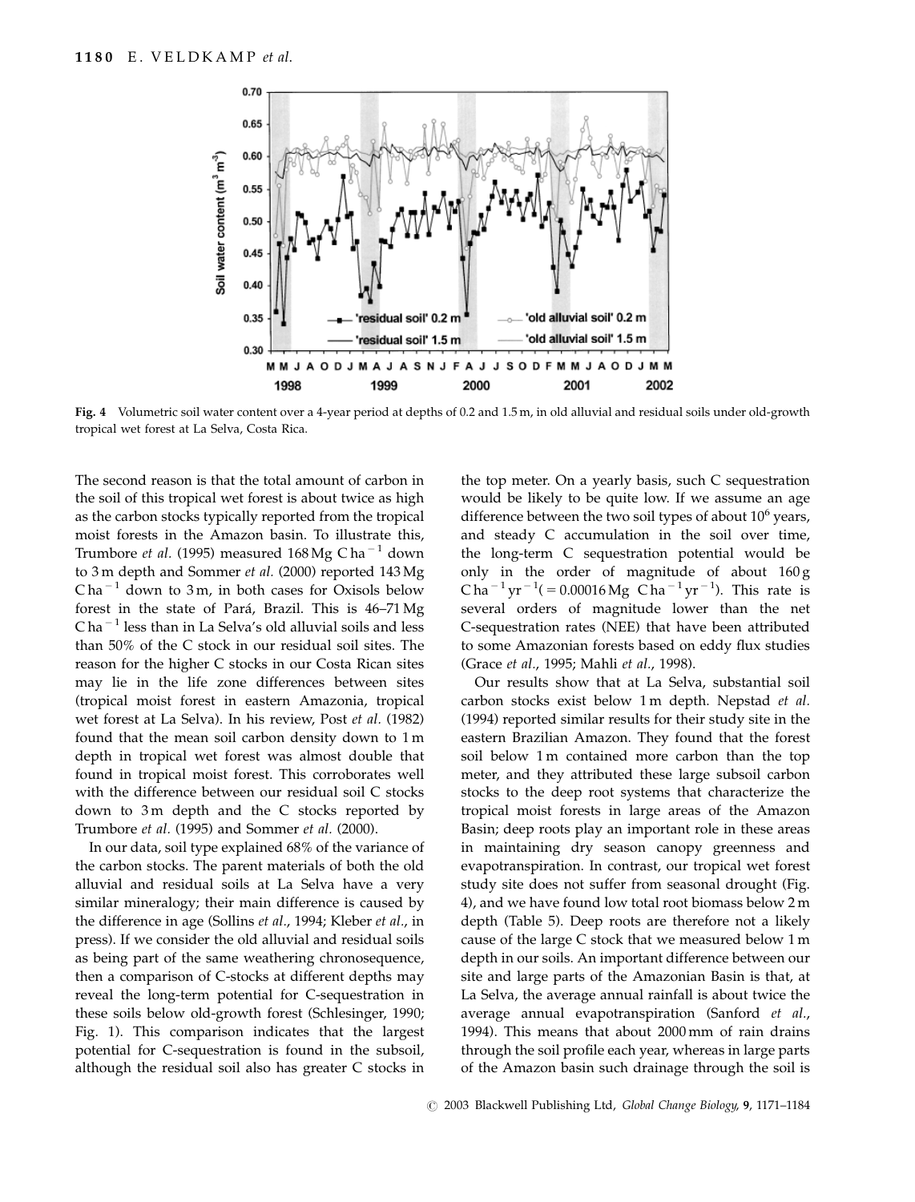Fig. 4 Volumetric soil water content over a 4-year period at depths of 0.2 and 1.5 m, in old alluvial and residual soils under old-growth tropical wet forest at La Selva, Costa Rica.

The second reason is that the total amount of carbon in the soil of this tropical wet forest is about twice as high as the carbon stocks typically reported from the tropical moist forests in the Amazon basin. To illustrate this, Trumbore *et al.* (1995) measured 168 Mg C ha$^{-1}$ down to 3 m depth and Sommer *et al.* (2000) reported 143 Mg C ha$^{-1}$ down to 3 m, in both cases for Oxisols below forest in the state of Pará, Brazil. This is 46–71 Mg C ha$^{-1}$ less than in La Selva's old alluvial soils and less than 50% of the C stock in our residual soil sites. The reason for the higher C stocks in our Costa Rican sites may lie in the life zone differences between sites (tropical moist forest in eastern Amazonia, tropical wet forest at La Selva). In his review, Post *et al.* (1982) found that the mean soil carbon density down to 1 m depth in tropical wet forest was almost double that found in tropical moist forest. This corroborates well with the difference between our residual soil C stocks down to 3 m depth and the C stocks reported by Trumbore *et al.* (1995) and Sommer *et al.* (2000).

In our data, soil type explained 68% of the variance of the carbon stocks. The parent materials of both the old alluvial and residual soils at La Selva have a very similar mineralogy; their main difference is caused by the difference in age (Sollins *et al.*, 1994; Kleber *et al.*, in press). If we consider the old alluvial and residual soils as being part of the same weathering chronosequence, then a comparison of C-stocks at different depths may reveal the long-term potential for C-sequestration in these soils below old-growth forest (Schlesinger, 1990; Fig. 1). This comparison indicates that the largest potential for C-sequestration is found in the subsoil, although the residual soil also has greater C stocks in the top meter. On a yearly basis, such C sequestration would be likely to be quite low. If we assume an age difference between the two soil types of about $10^6$ years, and steady C accumulation in the soil over time, the long-term C sequestration potential would be only in the order of magnitude of about 160 g C ha$^{-1}$ yr$^{-1}$ (= 0.00016 Mg C ha$^{-1}$ yr$^{-1}$). This rate is several orders of magnitude lower than the net C-sequestration rates (NEE) that have been attributed to some Amazonian forests based on eddy flux studies (Grace *et al.*, 1995; Mahli *et al.*, 1998).

Our results show that at La Selva, substantial soil carbon stocks exist below 1 m depth. Nepstad *et al.* (1994) reported similar results for their study site in the eastern Brazilian Amazon. They found that the forest soil below 1 m contained more carbon than the top meter, and they attributed these large subsoil carbon stocks to the deep root systems that characterize the tropical moist forests in large areas of the Amazon Basin; deep roots play an important role in these areas in maintaining dry season canopy greenness and evapotranspiration. In contrast, our tropical wet forest study site does not suffer from seasonal drought (Fig. 4), and we have found low total root biomass below 2 m depth (Table 5). Deep roots are therefore not a likely cause of the large C stock that we measured below 1 m depth in our soils. An important difference between our site and large parts of the Amazonian Basin is that, at La Selva, the average annual rainfall is about twice the average annual evapotranspiration (Sanford *et al.*, 1994). This means that about 2000 mm of rain drains through the soil profile each year, whereas in large parts of the Amazon basin such drainage through the soil is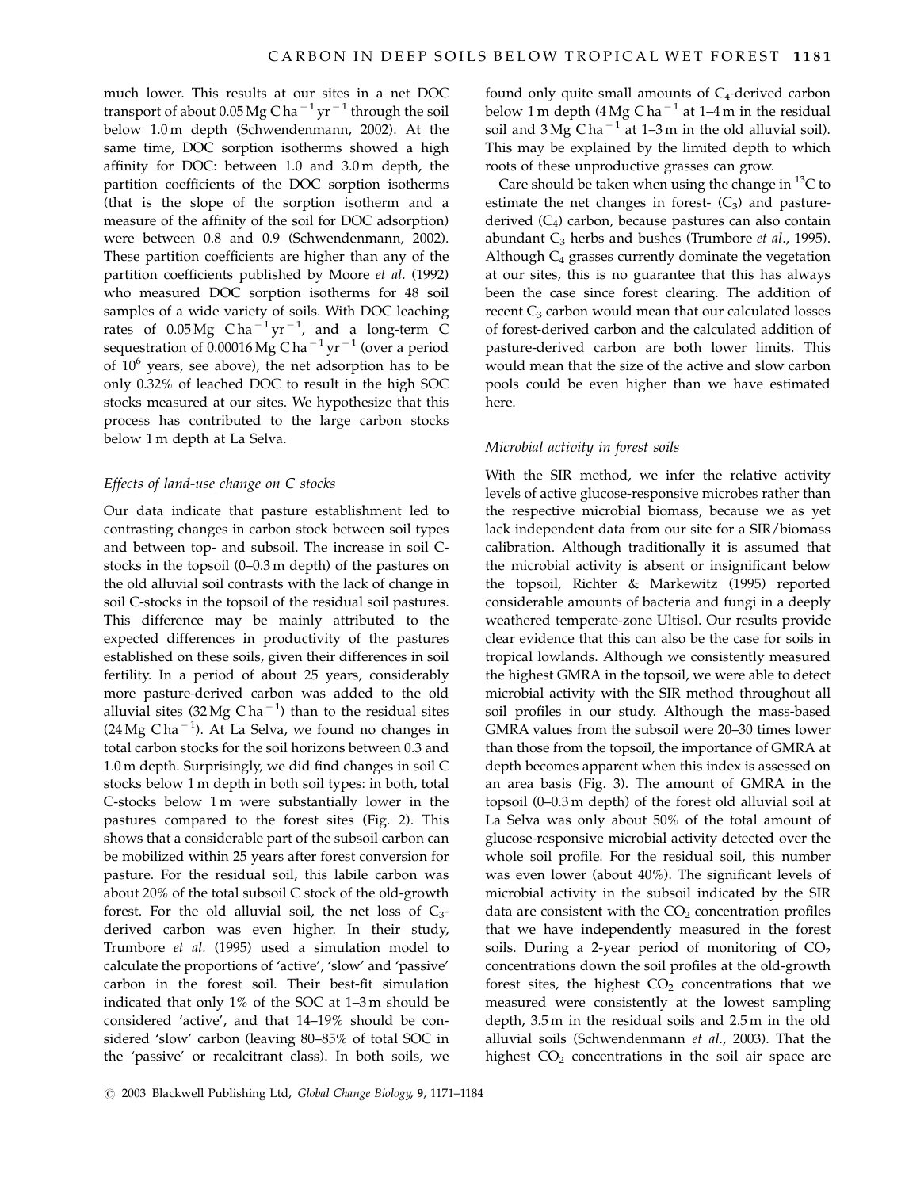much lower. This results at our sites in a net DOC transport of about 0.05 Mg C $ha^{-1}$ $yr^{-1}$ through the soil below 1.0 m depth (Schwendenmann, 2002). At the same time, DOC sorption isotherms showed a high affinity for DOC: between 1.0 and 3.0 m depth, the partition coefficients of the DOC sorption isotherms (that is the slope of the sorption isotherm and a measure of the affinity of the soil for DOC adsorption) were between 0.8 and 0.9 (Schwendenmann, 2002). These partition coefficients are higher than any of the partition coefficients published by Moore *et al.* (1992) who measured DOC sorption isotherms for 48 soil samples of a wide variety of soils. With DOC leaching rates of 0.05 Mg C $ha^{-1}$ $yr^{-1}$, and a long-term C sequestration of 0.00016 Mg C $ha^{-1}$ $yr^{-1}$ (over a period of $10^6$ years, see above), the net adsorption has to be only 0.32% of leached DOC to result in the high SOC stocks measured at our sites. We hypothesize that this process has contributed to the large carbon stocks below 1 m depth at La Selva.

### *Effects of land-use change on C stocks*

Our data indicate that pasture establishment led to contrasting changes in carbon stock between soil types and between top- and subsoil. The increase in soil C-stocks in the topsoil (0–0.3 m depth) of the pastures on the old alluvial soil contrasts with the lack of change in soil C-stocks in the topsoil of the residual soil pastures. This difference may be mainly attributed to the expected differences in productivity of the pastures established on these soils, given their differences in soil fertility. In a period of about 25 years, considerably more pasture-derived carbon was added to the old alluvial sites (32 Mg C $ha^{-1}$) than to the residual sites (24 Mg C $ha^{-1}$). At La Selva, we found no changes in total carbon stocks for the soil horizons between 0.3 and 1.0 m depth. Surprisingly, we did find changes in soil C stocks below 1 m depth in both soil types: in both, total C-stocks below 1 m were substantially lower in the pastures compared to the forest sites (Fig. 2). This shows that a considerable part of the subsoil carbon can be mobilized within 25 years after forest conversion for pasture. For the residual soil, this labile carbon was about 20% of the total subsoil C stock of the old-growth forest. For the old alluvial soil, the net loss of $C_3$-derived carbon was even higher. In their study, Trumbore *et al.* (1995) used a simulation model to calculate the proportions of 'active', 'slow' and 'passive' carbon in the forest soil. Their best-fit simulation indicated that only 1% of the SOC at 1–3 m should be considered 'active', and that 14–19% should be considered 'slow' carbon (leaving 80–85% of total SOC in the 'passive' or recalcitrant class). In both soils, we found only quite small amounts of $C_4$-derived carbon below 1 m depth (4 Mg C $ha^{-1}$ at 1–4 m in the residual soil and 3 Mg C $ha^{-1}$ at 1–3 m in the old alluvial soil). This may be explained by the limited depth to which roots of these unproductive grasses can grow.

Care should be taken when using the change in $^{13}C$ to estimate the net changes in forest- ($C_3$) and pasture-derived ($C_4$) carbon, because pastures can also contain abundant $C_3$ herbs and bushes (Trumbore *et al.*, 1995). Although $C_4$ grasses currently dominate the vegetation at our sites, this is no guarantee that this has always been the case since forest clearing. The addition of recent $C_3$ carbon would mean that our calculated losses of forest-derived carbon and the calculated addition of pasture-derived carbon are both lower limits. This would mean that the size of the active and slow carbon pools could be even higher than we have estimated here.

### *Microbial activity in forest soils*

With the SIR method, we infer the relative activity levels of active glucose-responsive microbes rather than the respective microbial biomass, because we as yet lack independent data from our site for a SIR/biomass calibration. Although traditionally it is assumed that the microbial activity is absent or insignificant below the topsoil, Richter & Markewitz (1995) reported considerable amounts of bacteria and fungi in a deeply weathered temperate-zone Ultisol. Our results provide clear evidence that this can also be the case for soils in tropical lowlands. Although we consistently measured the highest GMRA in the topsoil, we were able to detect microbial activity with the SIR method throughout all soil profiles in our study. Although the mass-based GMRA values from the subsoil were 20–30 times lower than those from the topsoil, the importance of GMRA at depth becomes apparent when this index is assessed on an area basis (Fig. 3). The amount of GMRA in the topsoil (0–0.3 m depth) of the forest old alluvial soil at La Selva was only about 50% of the total amount of glucose-responsive microbial activity detected over the whole soil profile. For the residual soil, this number was even lower (about 40%). The significant levels of microbial activity in the subsoil indicated by the SIR data are consistent with the $CO_2$ concentration profiles that we have independently measured in the forest soils. During a 2-year period of monitoring of $CO_2$ concentrations down the soil profiles at the old-growth forest sites, the highest $CO_2$ concentrations that we measured were consistently at the lowest sampling depth, 3.5 m in the residual soils and 2.5 m in the old alluvial soils (Schwendenmann *et al.*, 2003). That the highest $CO_2$ concentrations in the soil air space are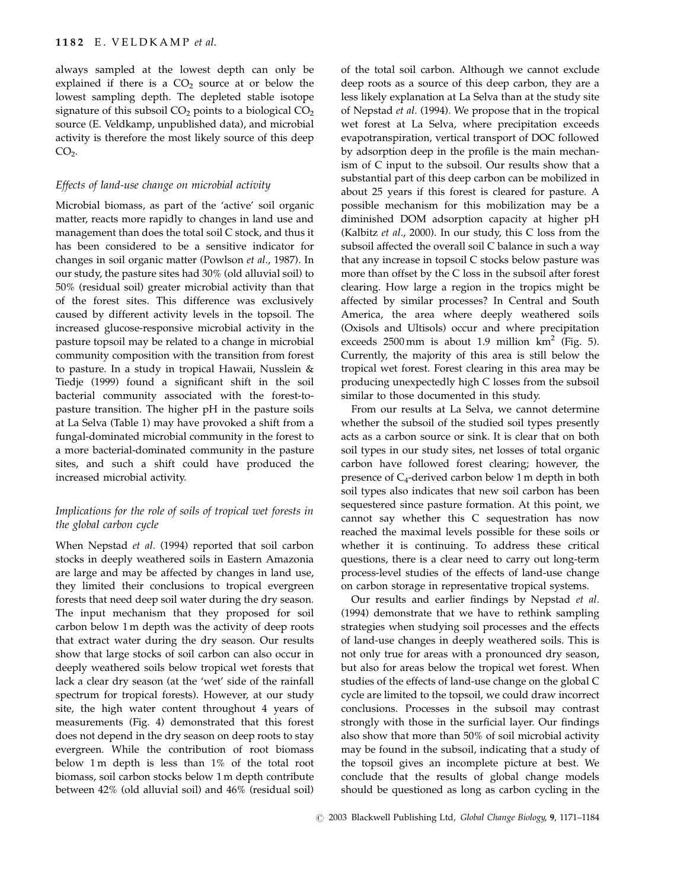always sampled at the lowest depth can only be explained if there is a $CO_2$ source at or below the lowest sampling depth. The depleted stable isotope signature of this subsoil $CO_2$ points to a biological $CO_2$ source (E. Veldkamp, unpublished data), and microbial activity is therefore the most likely source of this deep $CO_2$.

### *Effects of land-use change on microbial activity*

Microbial biomass, as part of the 'active' soil organic matter, reacts more rapidly to changes in land use and management than does the total soil C stock, and thus it has been considered to be a sensitive indicator for changes in soil organic matter (Powlson *et al.*, 1987). In our study, the pasture sites had 30% (old alluvial soil) to 50% (residual soil) greater microbial activity than that of the forest sites. This difference was exclusively caused by different activity levels in the topsoil. The increased glucose-responsive microbial activity in the pasture topsoil may be related to a change in microbial community composition with the transition from forest to pasture. In a study in tropical Hawaii, Nusslein & Tiedje (1999) found a significant shift in the soil bacterial community associated with the forest-to-pasture transition. The higher pH in the pasture soils at La Selva (Table 1) may have provoked a shift from a fungal-dominated microbial community in the forest to a more bacterial-dominated community in the pasture sites, and such a shift could have produced the increased microbial activity.

### *Implications for the role of soils of tropical wet forests in the global carbon cycle*

When Nepstad *et al.* (1994) reported that soil carbon stocks in deeply weathered soils in Eastern Amazonia are large and may be affected by changes in land use, they limited their conclusions to tropical evergreen forests that need deep soil water during the dry season. The input mechanism that they proposed for soil carbon below 1 m depth was the activity of deep roots that extract water during the dry season. Our results show that large stocks of soil carbon can also occur in deeply weathered soils below tropical wet forests that lack a clear dry season (at the 'wet' side of the rainfall spectrum for tropical forests). However, at our study site, the high water content throughout 4 years of measurements (Fig. 4) demonstrated that this forest does not depend in the dry season on deep roots to stay evergreen. While the contribution of root biomass below 1 m depth is less than 1% of the total root biomass, soil carbon stocks below 1 m depth contribute between 42% (old alluvial soil) and 46% (residual soil) of the total soil carbon. Although we cannot exclude deep roots as a source of this deep carbon, they are a less likely explanation at La Selva than at the study site of Nepstad *et al.* (1994). We propose that in the tropical wet forest at La Selva, where precipitation exceeds evapotranspiration, vertical transport of DOC followed by adsorption deep in the profile is the main mechanism of C input to the subsoil. Our results show that a substantial part of this deep carbon can be mobilized in about 25 years if this forest is cleared for pasture. A possible mechanism for this mobilization may be a diminished DOM adsorption capacity at higher pH (Kalbitz *et al.*, 2000). In our study, this C loss from the subsoil affected the overall soil C balance in such a way that any increase in topsoil C stocks below pasture was more than offset by the C loss in the subsoil after forest clearing. How large a region in the tropics might be affected by similar processes? In Central and South America, the area where deeply weathered soils (Oxisols and Ultisols) occur and where precipitation exceeds 2500 mm is about 1.9 million $km^2$ (Fig. 5). Currently, the majority of this area is still below the tropical wet forest. Forest clearing in this area may be producing unexpectedly high C losses from the subsoil similar to those documented in this study.

From our results at La Selva, we cannot determine whether the subsoil of the studied soil types presently acts as a carbon source or sink. It is clear that on both soil types in our study sites, net losses of total organic carbon have followed forest clearing; however, the presence of $C_4$-derived carbon below 1 m depth in both soil types also indicates that new soil carbon has been sequestered since pasture formation. At this point, we cannot say whether this C sequestration has now reached the maximal levels possible for these soils or whether it is continuing. To address these critical questions, there is a clear need to carry out long-term process-level studies of the effects of land-use change on carbon storage in representative tropical systems.

Our results and earlier findings by Nepstad *et al.* (1994) demonstrate that we have to rethink sampling strategies when studying soil processes and the effects of land-use changes in deeply weathered soils. This is not only true for areas with a pronounced dry season, but also for areas below the tropical wet forest. When studies of the effects of land-use change on the global C cycle are limited to the topsoil, we could draw incorrect conclusions. Processes in the subsoil may contrast strongly with those in the surficial layer. Our findings also show that more than 50% of soil microbial activity may be found in the subsoil, indicating that a study of the topsoil gives an incomplete picture at best. We conclude that the results of global change models should be questioned as long as carbon cycling in the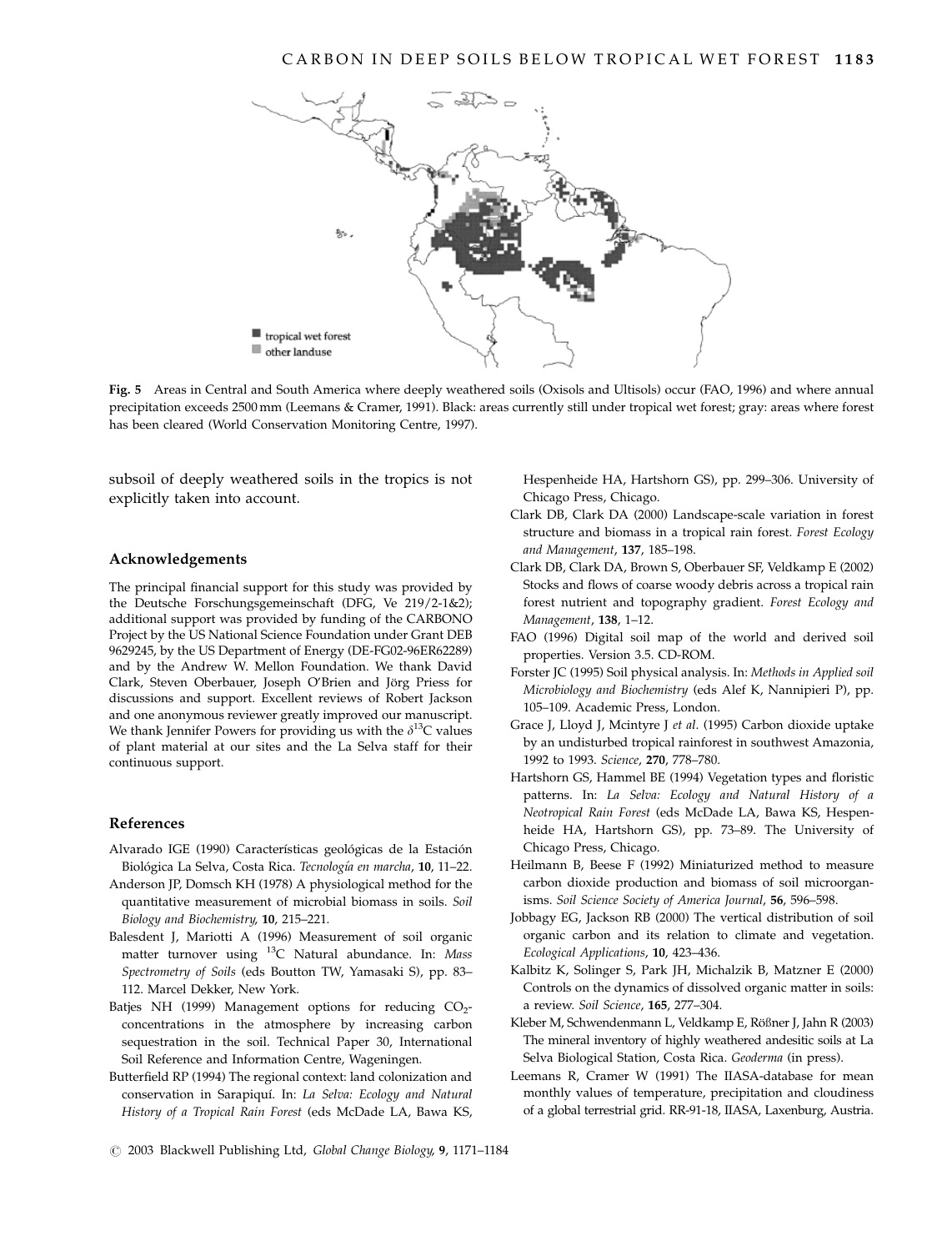Fig. 5 Areas in Central and South America where deeply weathered soils (Oxisols and Ultisols) occur (FAO, 1996) and where annual precipitation exceeds 2500 mm (Leemans & Cramer, 1991). Black: areas currently still under tropical wet forest; gray: areas where forest has been cleared (World Conservation Monitoring Centre, 1997).

subsoil of deeply weathered soils in the tropics is not explicitly taken into account.

## Acknowledgements

The principal financial support for this study was provided by the Deutsche Forschungsgemeinschaft (DFG, Ve 219/2-1&2); additional support was provided by funding of the CARBONO Project by the US National Science Foundation under Grant DEB 9629245, by the US Department of Energy (DE-FG02-96ER62289) and by the Andrew W. Mellon Foundation. We thank David Clark, Steven Oberbauer, Joseph O'Brien and Jörg Priess for discussions and support. Excellent reviews of Robert Jackson and one anonymous reviewer greatly improved our manuscript. We thank Jennifer Powers for providing us with the $\delta^{13}C$ values of plant material at our sites and the La Selva staff for their continuous support.

## References

Alvarado IGE (1990) Características geológicas de la Estación Biológica La Selva, Costa Rica. *Tecnología en marcha*, **10**, 11–22.

Anderson JP, Domsch KH (1978) A physiological method for the quantitative measurement of microbial biomass in soils. *Soil Biology and Biochemistry*, **10**, 215–221.

Balesdent J, Mariotti A (1996) Measurement of soil organic matter turnover using $^{13}C$ Natural abundance. In: *Mass Spectrometry of Soils* (eds Boutton TW, Yamasaki S), pp. 83–112. Marcel Dekker, New York.

Batjes NH (1999) Management options for reducing $CO_2$-concentrations in the atmosphere by increasing carbon sequestration in the soil. Technical Paper 30, International Soil Reference and Information Centre, Wageningen.

Butterfield RP (1994) The regional context: land colonization and conservation in Sarapiquí. In: *La Selva: Ecology and Natural History of a Tropical Rain Forest* (eds McDade LA, Bawa KS, Hespenheide HA, Hartshorn GS), pp. 299–306. University of Chicago Press, Chicago.

Clark DB, Clark DA (2000) Landscape-scale variation in forest structure and biomass in a tropical rain forest. *Forest Ecology and Management*, **137**, 185–198.

Clark DB, Clark DA, Brown S, Oberbauer SF, Veldkamp E (2002) Stocks and flows of coarse woody debris across a tropical rain forest nutrient and topography gradient. *Forest Ecology and Management*, **138**, 1–12.

FAO (1996) Digital soil map of the world and derived soil properties. Version 3.5. CD-ROM.

Forster JC (1995) Soil physical analysis. In: *Methods in Applied soil Microbiology and Biochemistry* (eds Alef K, Nannipieri P), pp. 105–109. Academic Press, London.

Grace J, Lloyd J, Mcintyre J *et al*. (1995) Carbon dioxide uptake by an undisturbed tropical rainforest in southwest Amazonia, 1992 to 1993. *Science*, **270**, 778–780.

Hartshorn GS, Hammel BE (1994) Vegetation types and floristic patterns. In: *La Selva: Ecology and Natural History of a Neotropical Rain Forest* (eds McDade LA, Bawa KS, Hespenheide HA, Hartshorn GS), pp. 73–89. The University of Chicago Press, Chicago.

Heilmann B, Beese F (1992) Miniaturized method to measure carbon dioxide production and biomass of soil microorganisms. *Soil Science Society of America Journal*, **56**, 596–598.

Jobbagy EG, Jackson RB (2000) The vertical distribution of soil organic carbon and its relation to climate and vegetation. *Ecological Applications*, **10**, 423–436.

Kalbitz K, Solinger S, Park JH, Michalzik B, Matzner E (2000) Controls on the dynamics of dissolved organic matter in soils: a review. *Soil Science*, **165**, 277–304.

Kleber M, Schwendenmann L, Veldkamp E, Rößner J, Jahn R (2003) The mineral inventory of highly weathered andesitic soils at La Selva Biological Station, Costa Rica. *Geoderma* (in press).

Leemans R, Cramer W (1991) The IIASA-database for mean monthly values of temperature, precipitation and cloudiness of a global terrestrial grid. RR-91-18, IIASA, Laxenburg, Austria.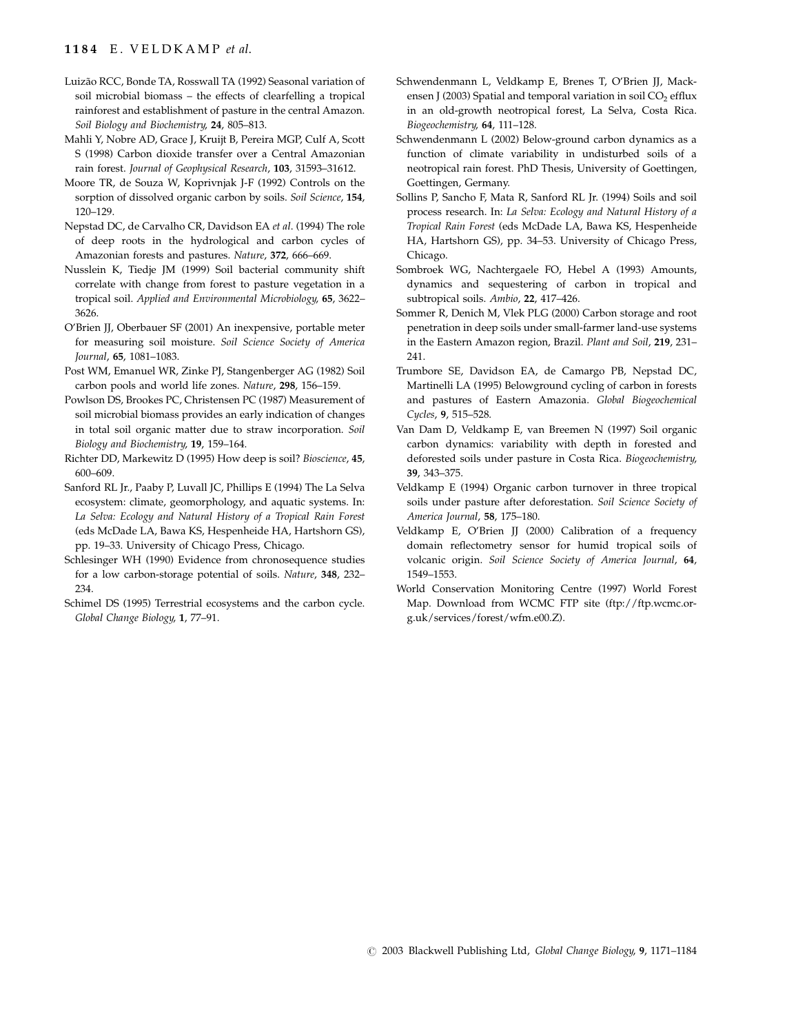Luizão RCC, Bonde TA, Rosswall TA (1992) Seasonal variation of soil microbial biomass – the effects of clearfelling a tropical rainforest and establishment of pasture in the central Amazon. *Soil Biology and Biochemistry*, **24**, 805–813.

Mahli Y, Nobre AD, Grace J, Kruijt B, Pereira MGP, Culf A, Scott S (1998) Carbon dioxide transfer over a Central Amazonian rain forest. *Journal of Geophysical Research*, **103**, 31593–31612.

Moore TR, de Souza W, Koprivnjak J-F (1992) Controls on the sorption of dissolved organic carbon by soils. *Soil Science*, **154**, 120–129.

Nepstad DC, de Carvalho CR, Davidson EA *et al*. (1994) The role of deep roots in the hydrological and carbon cycles of Amazonian forests and pastures. *Nature*, **372**, 666–669.

Nusslein K, Tiedje JM (1999) Soil bacterial community shift correlate with change from forest to pasture vegetation in a tropical soil. *Applied and Environmental Microbiology*, **65**, 3622–3626.

O'Brien JJ, Oberbauer SF (2001) An inexpensive, portable meter for measuring soil moisture. *Soil Science Society of America Journal*, **65**, 1081–1083.

Post WM, Emanuel WR, Zinke PJ, Stangenberger AG (1982) Soil carbon pools and world life zones. *Nature*, **298**, 156–159.

Powlson DS, Brookes PC, Christensen PC (1987) Measurement of soil microbial biomass provides an early indication of changes in total soil organic matter due to straw incorporation. *Soil Biology and Biochemistry*, **19**, 159–164.

Richter DD, Markewitz D (1995) How deep is soil? *Bioscience*, **45**, 600–609.

Sanford RL Jr., Paaby P, Luvall JC, Phillips E (1994) The La Selva ecosystem: climate, geomorphology, and aquatic systems. In: *La Selva: Ecology and Natural History of a Tropical Rain Forest* (eds McDade LA, Bawa KS, Hespenheide HA, Hartshorn GS), pp. 19–33. University of Chicago Press, Chicago.

Schlesinger WH (1990) Evidence from chronosequence studies for a low carbon-storage potential of soils. *Nature*, **348**, 232–234.

Schimel DS (1995) Terrestrial ecosystems and the carbon cycle. *Global Change Biology*, **1**, 77–91.

Schwendenmann L, Veldkamp E, Brenes T, O'Brien JJ, Mackensen J (2003) Spatial and temporal variation in soil $CO_2$ efflux in an old-growth neotropical forest, La Selva, Costa Rica. *Biogeochemistry*, **64**, 111–128.

Schwendenmann L (2002) Below-ground carbon dynamics as a function of climate variability in undisturbed soils of a neotropical rain forest. PhD Thesis, University of Goettingen, Goettingen, Germany.

Sollins P, Sancho F, Mata R, Sanford RL Jr. (1994) Soils and soil process research. In: *La Selva: Ecology and Natural History of a Tropical Rain Forest* (eds McDade LA, Bawa KS, Hespenheide HA, Hartshorn GS), pp. 34–53. University of Chicago Press, Chicago.

Sombroek WG, Nachtergaele FO, Hebel A (1993) Amounts, dynamics and sequestering of carbon in tropical and subtropical soils. *Ambio*, **22**, 417–426.

Sommer R, Denich M, Vlek PLG (2000) Carbon storage and root penetration in deep soils under small-farmer land-use systems in the Eastern Amazon region, Brazil. *Plant and Soil*, **219**, 231–241.

Trumbore SE, Davidson EA, de Camargo PB, Nepstad DC, Martinelli LA (1995) Belowground cycling of carbon in forests and pastures of Eastern Amazonia. *Global Biogeochemical Cycles*, **9**, 515–528.

Van Dam D, Veldkamp E, van Breemen N (1997) Soil organic carbon dynamics: variability with depth in forested and deforested soils under pasture in Costa Rica. *Biogeochemistry*, **39**, 343–375.

Veldkamp E (1994) Organic carbon turnover in three tropical soils under pasture after deforestation. *Soil Science Society of America Journal*, **58**, 175–180.

Veldkamp E, O'Brien JJ (2000) Calibration of a frequency domain reflectometry sensor for humid tropical soils of volcanic origin. *Soil Science Society of America Journal*, **64**, 1549–1553.

World Conservation Monitoring Centre (1997) World Forest Map. Download from WCMC FTP site (ftp://ftp.wcmc.org.uk/services/forest/wfm.e00.Z).